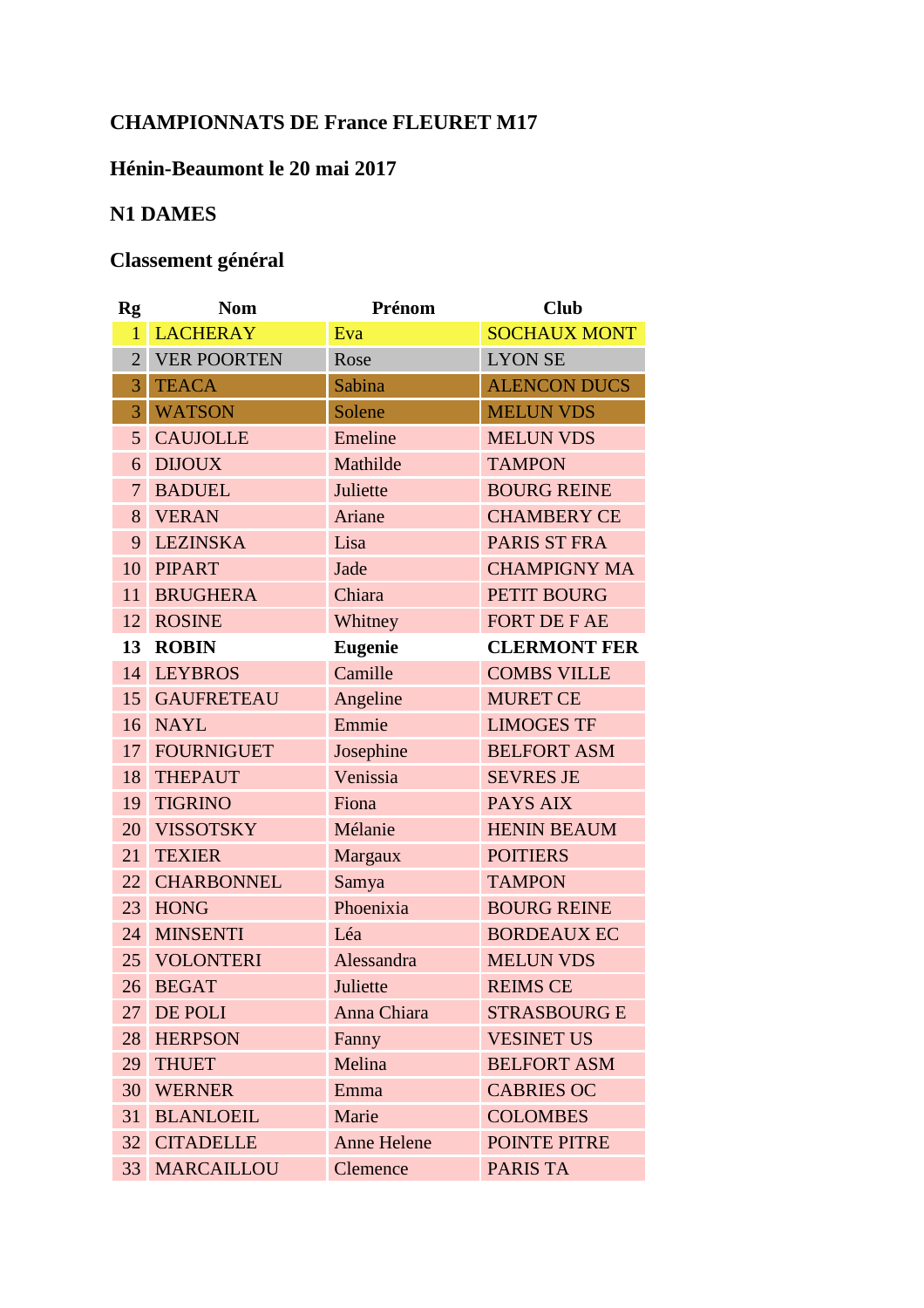### CHAMPIONNATS DE France FLEURET M17

### Hénin-Beaumont le 20 mai 2017

### N1 DAMES

### Classement général

| Rg | Nom | Prénom | Club |
|---|---|---|---|
| 1 | LACHERAY | Eva | SOCHAUX MONT |
| 2 | VER POORTEN | Rose | LYON SE |
| 3 | TEACA | Sabina | ALENCON DUCS |
| 3 | WATSON | Solene | MELUN VDS |
| 5 | CAUJOLLE | Emeline | MELUN VDS |
| 6 | DIJOUX | Mathilde | TAMPON |
| 7 | BADUEL | Juliette | BOURG REINE |
| 8 | VERAN | Ariane | CHAMBERY CE |
| 9 | LEZINSKA | Lisa | PARIS ST FRA |
| 10 | PIPART | Jade | CHAMPIGNY MA |
| 11 | BRUGHERA | Chiara | PETIT BOURG |
| 12 | ROSINE | Whitney | FORT DE F AE |
| **13** | **ROBIN** | **Eugenie** | **CLERMONT FER** |
| 14 | LEYBROS | Camille | COMBS VILLE |
| 15 | GAUFRETEAU | Angeline | MURET CE |
| 16 | NAYL | Emmie | LIMOGES TF |
| 17 | FOURNIGUET | Josephine | BELFORT ASM |
| 18 | THEPAUT | Venissia | SEVRES JE |
| 19 | TIGRINO | Fiona | PAYS AIX |
| 20 | VISSOTSKY | Mélanie | HENIN BEAUM |
| 21 | TEXIER | Margaux | POITIERS |
| 22 | CHARBONNEL | Samya | TAMPON |
| 23 | HONG | Phoenixia | BOURG REINE |
| 24 | MINSENTI | Léa | BORDEAUX EC |
| 25 | VOLONTERI | Alessandra | MELUN VDS |
| 26 | BEGAT | Juliette | REIMS CE |
| 27 | DE POLI | Anna Chiara | STRASBOURG E |
| 28 | HERPSON | Fanny | VESINET US |
| 29 | THUET | Melina | BELFORT ASM |
| 30 | WERNER | Emma | CABRIES OC |
| 31 | BLANLOEIL | Marie | COLOMBES |
| 32 | CITADELLE | Anne Helene | POINTE PITRE |
| 33 | MARCAILLOU | Clemence | PARIS TA |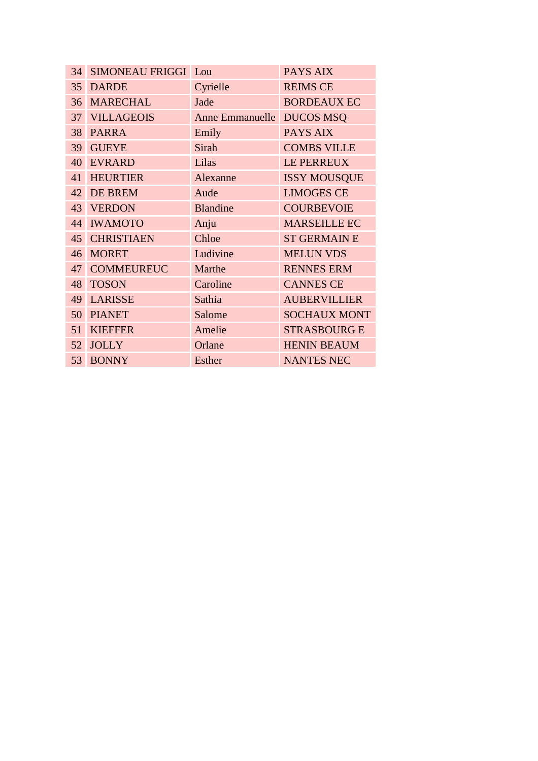| | | | |
|---|---|---|---|
| 34 | SIMONEAU FRIGGI | Lou | PAYS AIX |
| 35 | DARDE | Cyrielle | REIMS CE |
| 36 | MARECHAL | Jade | BORDEAUX EC |
| 37 | VILLAGEOIS | Anne Emmanuelle | DUCOS MSQ |
| 38 | PARRA | Emily | PAYS AIX |
| 39 | GUEYE | Sirah | COMBS VILLE |
| 40 | EVRARD | Lilas | LE PERREUX |
| 41 | HEURTIER | Alexanne | ISSY MOUSQUE |
| 42 | DE BREM | Aude | LIMOGES CE |
| 43 | VERDON | Blandine | COURBEVOIE |
| 44 | IWAMOTO | Anju | MARSEILLE EC |
| 45 | CHRISTIAEN | Chloe | ST GERMAIN E |
| 46 | MORET | Ludivine | MELUN VDS |
| 47 | COMMEUREUC | Marthe | RENNES ERM |
| 48 | TOSON | Caroline | CANNES CE |
| 49 | LARISSE | Sathia | AUBERVILLIER |
| 50 | PIANET | Salome | SOCHAUX MONT |
| 51 | KIEFFER | Amelie | STRASBOURG E |
| 52 | JOLLY | Orlane | HENIN BEAUM |
| 53 | BONNY | Esther | NANTES NEC |